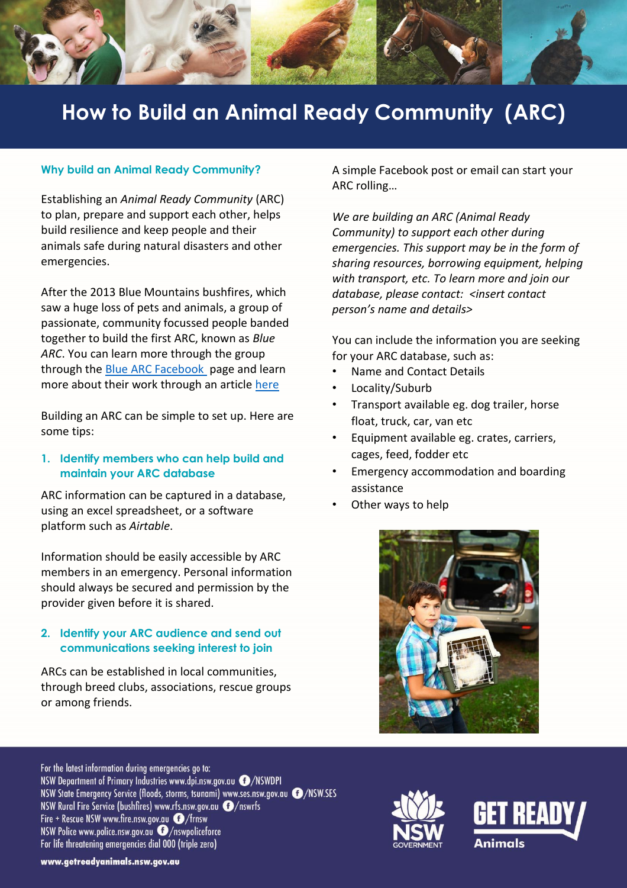# How to Build an Animal Ready Community (ARC)

## Why build an Animal Ready Community?

Establishing an *Animal Ready Community* (ARC) to plan, prepare and support each other, helps build resilience and keep people and their animals safe during natural disasters and other emergencies.

After the 2013 Blue Mountains bushfires, which saw a huge loss of pets and animals, a group of passionate, community focussed people banded together to build the first ARC, known as *Blue ARC*. You can learn more through the group through the Blue ARC Facebook page and learn more about their work through an article here

Building an ARC can be simple to set up. Here are some tips:

### 1. Identify members who can help build and maintain your ARC database

ARC information can be captured in a database, using an excel spreadsheet, or a software platform such as *Airtable*.

Information should be easily accessible by ARC members in an emergency. Personal information should always be secured and permission by the provider given before it is shared.

### 2. Identify your ARC audience and send out communications seeking interest to join

ARCs can be established in local communities, through breed clubs, associations, rescue groups or among friends.

A simple Facebook post or email can start your ARC rolling…

*We are building an ARC (Animal Ready Community) to support each other during emergencies. This support may be in the form of sharing resources, borrowing equipment, helping with transport, etc. To learn more and join our database, please contact: <insert contact person's name and details>*

You can include the information you are seeking for your ARC database, such as:

- Name and Contact Details
- Locality/Suburb
- Transport available eg. dog trailer, horse float, truck, car, van etc
- Equipment available eg. crates, carriers, cages, feed, fodder etc
- Emergency accommodation and boarding assistance
- Other ways to help

For the latest information during emergencies go to:
NSW Department of Primary Industries www.dpi.nsw.gov.au /NSWDPI
NSW State Emergency Service (floods, storms, tsunami) www.ses.nsw.gov.au /NSW.SES
NSW Rural Fire Service (bushfires) www.rfs.nsw.gov.au /nswrfs
Fire + Rescue NSW www.fire.nsw.gov.au /frnsw
NSW Police www.police.nsw.gov.au /nswpoliceforce
For life threatening emergencies dial 000 (triple zero)

www.getreadyanimals.nsw.gov.au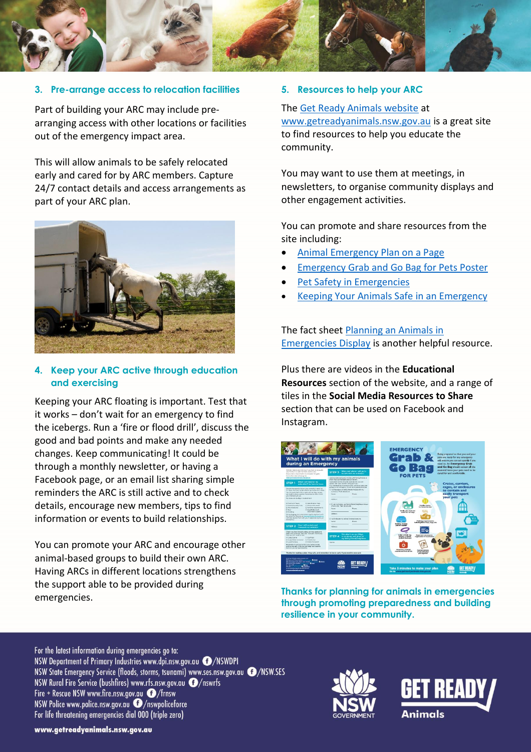### 3. Pre-arrange access to relocation facilities

Part of building your ARC may include pre-arranging access with other locations or facilities out of the emergency impact area.

This will allow animals to be safely relocated early and cared for by ARC members. Capture 24/7 contact details and access arrangements as part of your ARC plan.

### 4. Keep your ARC active through education and exercising

Keeping your ARC floating is important. Test that it works – don't wait for an emergency to find the icebergs. Run a 'fire or flood drill', discuss the good and bad points and make any needed changes. Keep communicating! It could be through a monthly newsletter, or having a Facebook page, or an email list sharing simple reminders the ARC is still active and to check details, encourage new members, tips to find information or events to build relationships.

You can promote your ARC and encourage other animal-based groups to build their own ARC. Having ARCs in different locations strengthens the support able to be provided during emergencies.

### 5. Resources to help your ARC

The Get Ready Animals website at www.getreadyanimals.nsw.gov.au is a great site to find resources to help you educate the community.

You may want to use them at meetings, in newsletters, to organise community displays and other engagement activities.

You can promote and share resources from the site including:

- Animal Emergency Plan on a Page
- Emergency Grab and Go Bag for Pets Poster
- Pet Safety in Emergencies
- Keeping Your Animals Safe in an Emergency

The fact sheet Planning an Animals in Emergencies Display is another helpful resource.

Plus there are videos in the **Educational Resources** section of the website, and a range of tiles in the **Social Media Resources to Share** section that can be used on Facebook and Instagram.

**Thanks for planning for animals in emergencies through promoting preparedness and building resilience in your community.**

For the latest information during emergencies go to:
NSW Department of Primary Industries www.dpi.nsw.gov.au /NSWDPI
NSW State Emergency Service (floods, storms, tsunami) www.ses.nsw.gov.au /NSW.SES
NSW Rural Fire Service (bushfires) www.rfs.nsw.gov.au /nswrfs
Fire + Rescue NSW www.fire.nsw.gov.au /frnsw
NSW Police www.police.nsw.gov.au /nswpoliceforce
For life threatening emergencies dial 000 (triple zero)

**www.getreadyanimals.nsw.gov.au**

NSW GOVERNMENT

GET READY Animals